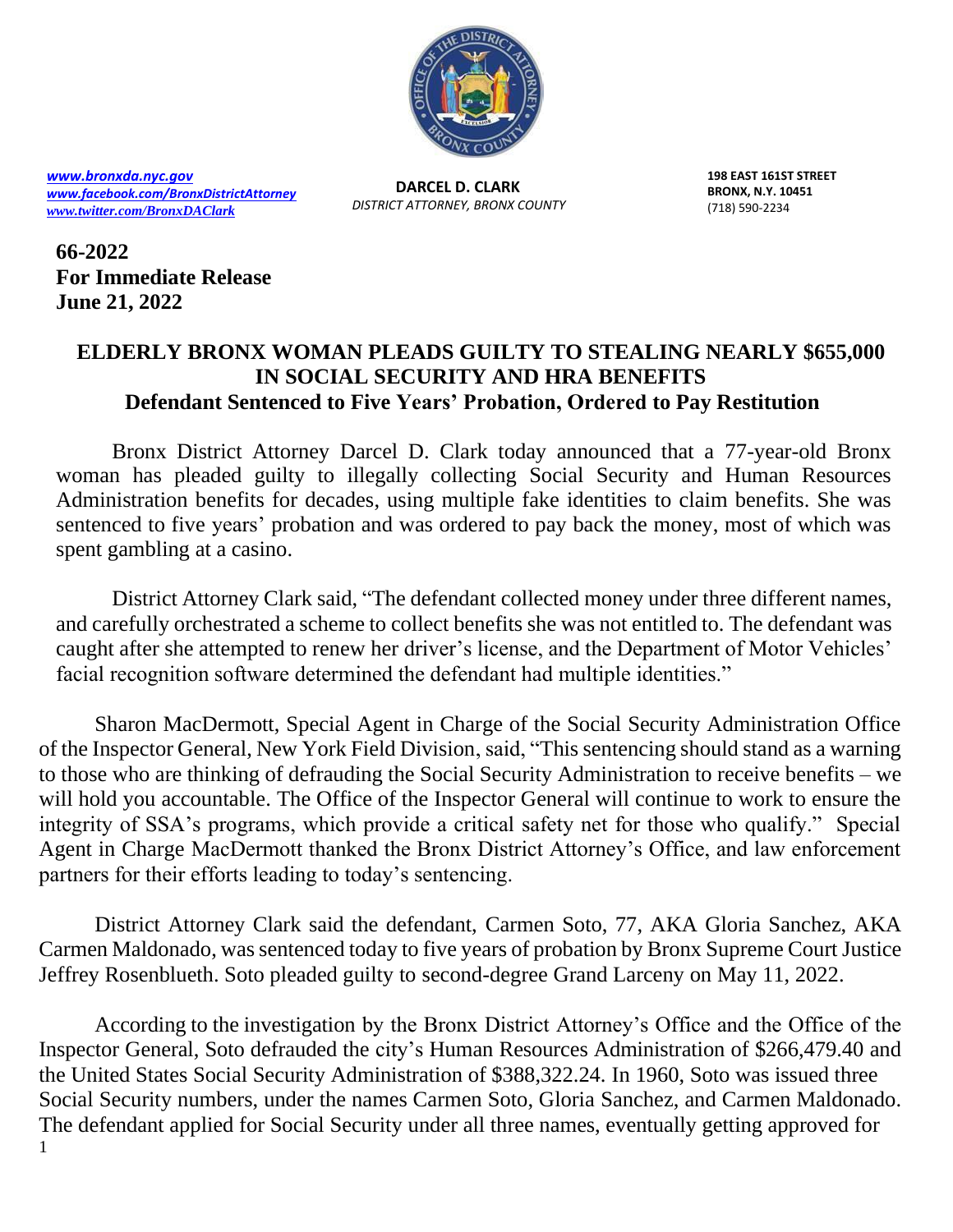[www.bronxda.nyc.gov](www.bronxda.nyc.gov)
[www.facebook.com/BronxDistrictAttorney](www.facebook.com/BronxDistrictAttorney)
[www.twitter.com/BronxDAClark](www.twitter.com/BronxDAClark)

**DARCEL D. CLARK**
*DISTRICT ATTORNEY, BRONX COUNTY*

**198 EAST 161ST STREET**
**BRONX, N.Y. 10451**
(718) 590-2234

**66-2022**
**For Immediate Release**
**June 21, 2022**

# ELDERLY BRONX WOMAN PLEADS GUILTY TO STEALING NEARLY $655,000 IN SOCIAL SECURITY AND HRA BENEFITS

## Defendant Sentenced to Five Years' Probation, Ordered to Pay Restitution

Bronx District Attorney Darcel D. Clark today announced that a 77-year-old Bronx woman has pleaded guilty to illegally collecting Social Security and Human Resources Administration benefits for decades, using multiple fake identities to claim benefits. She was sentenced to five years' probation and was ordered to pay back the money, most of which was spent gambling at a casino.

District Attorney Clark said, "The defendant collected money under three different names, and carefully orchestrated a scheme to collect benefits she was not entitled to. The defendant was caught after she attempted to renew her driver's license, and the Department of Motor Vehicles' facial recognition software determined the defendant had multiple identities."

Sharon MacDermott, Special Agent in Charge of the Social Security Administration Office of the Inspector General, New York Field Division, said, "This sentencing should stand as a warning to those who are thinking of defrauding the Social Security Administration to receive benefits – we will hold you accountable. The Office of the Inspector General will continue to work to ensure the integrity of SSA's programs, which provide a critical safety net for those who qualify." Special Agent in Charge MacDermott thanked the Bronx District Attorney's Office, and law enforcement partners for their efforts leading to today's sentencing.

District Attorney Clark said the defendant, Carmen Soto, 77, AKA Gloria Sanchez, AKA Carmen Maldonado, was sentenced today to five years of probation by Bronx Supreme Court Justice Jeffrey Rosenblueth. Soto pleaded guilty to second-degree Grand Larceny on May 11, 2022.

According to the investigation by the Bronx District Attorney's Office and the Office of the Inspector General, Soto defrauded the city's Human Resources Administration of $266,479.40 and the United States Social Security Administration of $388,322.24. In 1960, Soto was issued three Social Security numbers, under the names Carmen Soto, Gloria Sanchez, and Carmen Maldonado. The defendant applied for Social Security under all three names, eventually getting approved for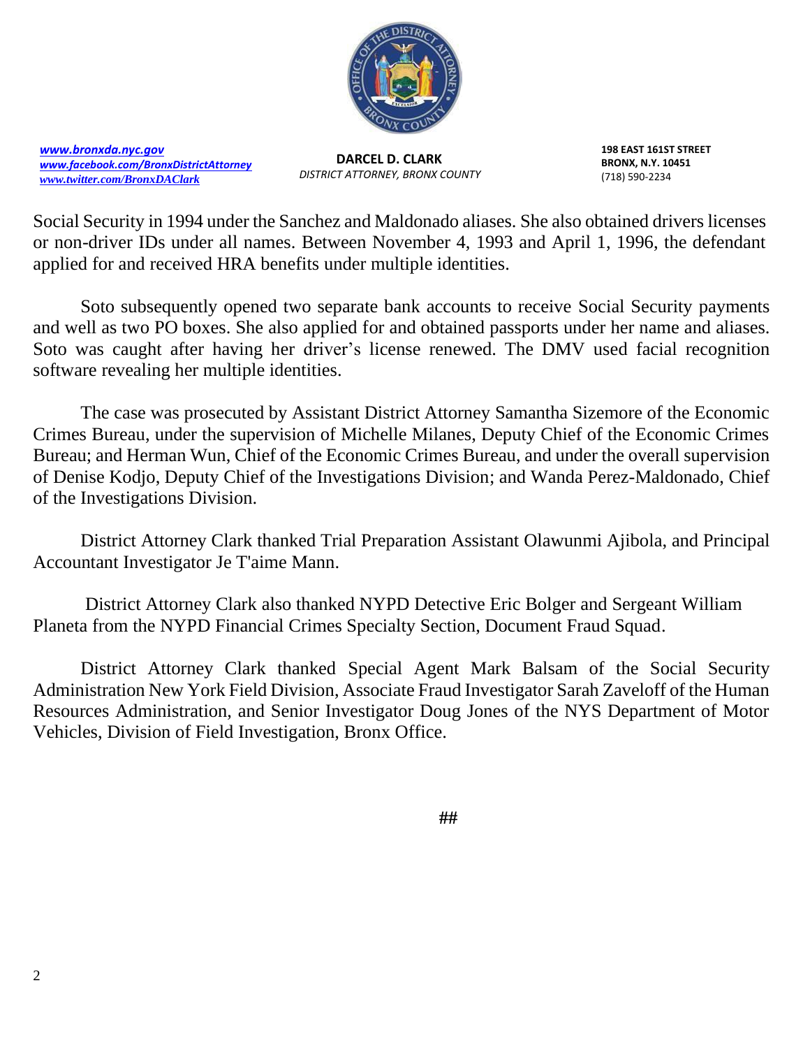Social Security in 1994 under the Sanchez and Maldonado aliases. She also obtained drivers licenses or non-driver IDs under all names. Between November 4, 1993 and April 1, 1996, the defendant applied for and received HRA benefits under multiple identities.

Soto subsequently opened two separate bank accounts to receive Social Security payments and well as two PO boxes. She also applied for and obtained passports under her name and aliases. Soto was caught after having her driver's license renewed. The DMV used facial recognition software revealing her multiple identities.

The case was prosecuted by Assistant District Attorney Samantha Sizemore of the Economic Crimes Bureau, under the supervision of Michelle Milanes, Deputy Chief of the Economic Crimes Bureau; and Herman Wun, Chief of the Economic Crimes Bureau, and under the overall supervision of Denise Kodjo, Deputy Chief of the Investigations Division; and Wanda Perez-Maldonado, Chief of the Investigations Division.

District Attorney Clark thanked Trial Preparation Assistant Olawunmi Ajibola, and Principal Accountant Investigator Je T'aime Mann.

District Attorney Clark also thanked NYPD Detective Eric Bolger and Sergeant William Planeta from the NYPD Financial Crimes Specialty Section, Document Fraud Squad.

District Attorney Clark thanked Special Agent Mark Balsam of the Social Security Administration New York Field Division, Associate Fraud Investigator Sarah Zaveloff of the Human Resources Administration, and Senior Investigator Doug Jones of the NYS Department of Motor Vehicles, Division of Field Investigation, Bronx Office.

##